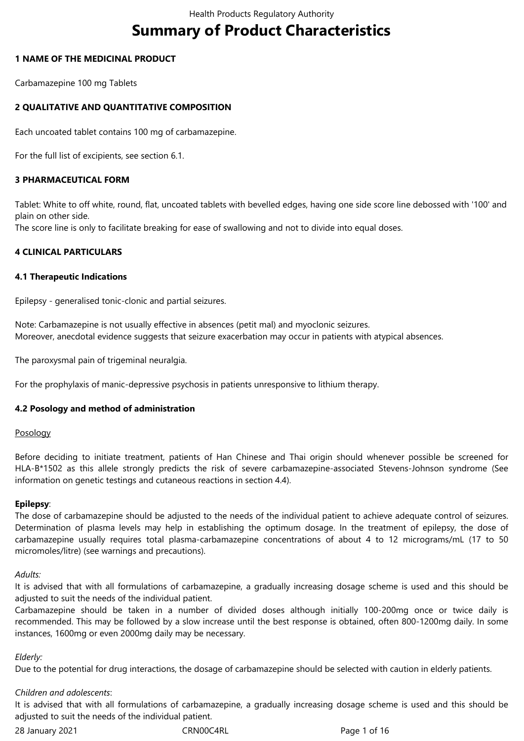# Summary of Product Characteristics

## 1 NAME OF THE MEDICINAL PRODUCT

Carbamazepine 100 mg Tablets

## 2 QUALITATIVE AND QUANTITATIVE COMPOSITION

Each uncoated tablet contains 100 mg of carbamazepine.

For the full list of excipients, see section 6.1.

## 3 PHARMACEUTICAL FORM

Tablet: White to off white, round, flat, uncoated tablets with bevelled edges, having one side score line debossed with '100' and plain on other side.
The score line is only to facilitate breaking for ease of swallowing and not to divide into equal doses.

## 4 CLINICAL PARTICULARS

### 4.1 Therapeutic Indications

Epilepsy - generalised tonic-clonic and partial seizures.

Note: Carbamazepine is not usually effective in absences (petit mal) and myoclonic seizures.
Moreover, anecdotal evidence suggests that seizure exacerbation may occur in patients with atypical absences.

The paroxysmal pain of trigeminal neuralgia.

For the prophylaxis of manic-depressive psychosis in patients unresponsive to lithium therapy.

### 4.2 Posology and method of administration

Posology

Before deciding to initiate treatment, patients of Han Chinese and Thai origin should whenever possible be screened for HLA-B*1502 as this allele strongly predicts the risk of severe carbamazepine-associated Stevens-Johnson syndrome (See information on genetic testings and cutaneous reactions in section 4.4).

**Epilepsy**:
The dose of carbamazepine should be adjusted to the needs of the individual patient to achieve adequate control of seizures. Determination of plasma levels may help in establishing the optimum dosage. In the treatment of epilepsy, the dose of carbamazepine usually requires total plasma-carbamazepine concentrations of about 4 to 12 micrograms/mL (17 to 50 micromoles/litre) (see warnings and precautions).

*Adults:*
It is advised that with all formulations of carbamazepine, a gradually increasing dosage scheme is used and this should be adjusted to suit the needs of the individual patient.
Carbamazepine should be taken in a number of divided doses although initially 100-200mg once or twice daily is recommended. This may be followed by a slow increase until the best response is obtained, often 800-1200mg daily. In some instances, 1600mg or even 2000mg daily may be necessary.

*Elderly:*
Due to the potential for drug interactions, the dosage of carbamazepine should be selected with caution in elderly patients.

*Children and adolescents*:
It is advised that with all formulations of carbamazepine, a gradually increasing dosage scheme is used and this should be adjusted to suit the needs of the individual patient.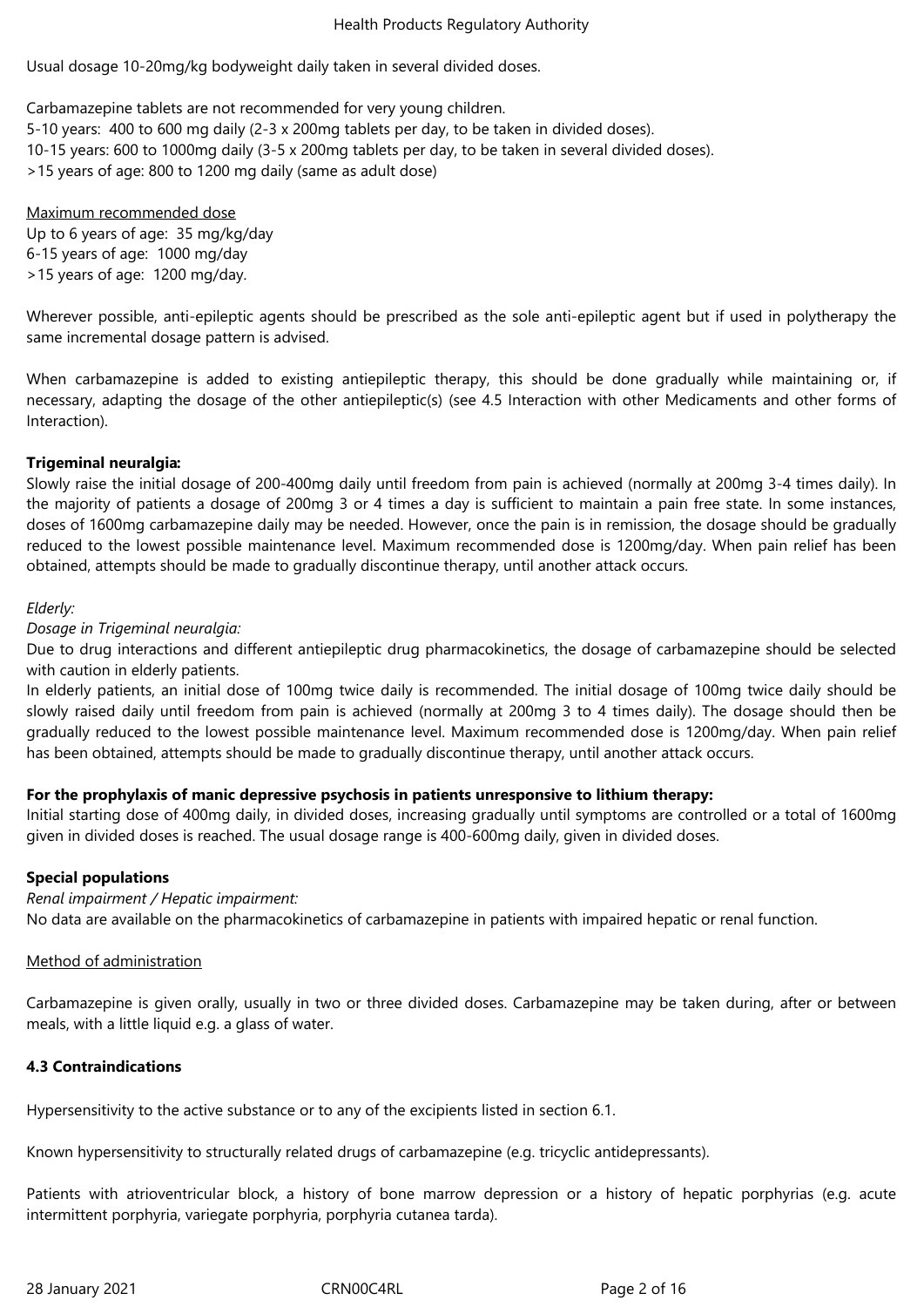Usual dosage 10-20mg/kg bodyweight daily taken in several divided doses.

Carbamazepine tablets are not recommended for very young children.
5-10 years: 400 to 600 mg daily (2-3 x 200mg tablets per day, to be taken in divided doses).
10-15 years: 600 to 1000mg daily (3-5 x 200mg tablets per day, to be taken in several divided doses).
>15 years of age: 800 to 1200 mg daily (same as adult dose)

Maximum recommended dose
Up to 6 years of age: 35 mg/kg/day
6-15 years of age: 1000 mg/day
>15 years of age: 1200 mg/day.

Wherever possible, anti-epileptic agents should be prescribed as the sole anti-epileptic agent but if used in polytherapy the same incremental dosage pattern is advised.

When carbamazepine is added to existing antiepileptic therapy, this should be done gradually while maintaining or, if necessary, adapting the dosage of the other antiepileptic(s) (see 4.5 Interaction with other Medicaments and other forms of Interaction).

**Trigeminal neuralgia:**
Slowly raise the initial dosage of 200-400mg daily until freedom from pain is achieved (normally at 200mg 3-4 times daily). In the majority of patients a dosage of 200mg 3 or 4 times a day is sufficient to maintain a pain free state. In some instances, doses of 1600mg carbamazepine daily may be needed. However, once the pain is in remission, the dosage should be gradually reduced to the lowest possible maintenance level. Maximum recommended dose is 1200mg/day. When pain relief has been obtained, attempts should be made to gradually discontinue therapy, until another attack occurs.

*Elderly:*

*Dosage in Trigeminal neuralgia:*
Due to drug interactions and different antiepileptic drug pharmacokinetics, the dosage of carbamazepine should be selected with caution in elderly patients.
In elderly patients, an initial dose of 100mg twice daily is recommended. The initial dosage of 100mg twice daily should be slowly raised daily until freedom from pain is achieved (normally at 200mg 3 to 4 times daily). The dosage should then be gradually reduced to the lowest possible maintenance level. Maximum recommended dose is 1200mg/day. When pain relief has been obtained, attempts should be made to gradually discontinue therapy, until another attack occurs.

**For the prophylaxis of manic depressive psychosis in patients unresponsive to lithium therapy:**
Initial starting dose of 400mg daily, in divided doses, increasing gradually until symptoms are controlled or a total of 1600mg given in divided doses is reached. The usual dosage range is 400-600mg daily, given in divided doses.

**Special populations**

*Renal impairment / Hepatic impairment:*
No data are available on the pharmacokinetics of carbamazepine in patients with impaired hepatic or renal function.

Method of administration

Carbamazepine is given orally, usually in two or three divided doses. Carbamazepine may be taken during, after or between meals, with a little liquid e.g. a glass of water.

**4.3 Contraindications**

Hypersensitivity to the active substance or to any of the excipients listed in section 6.1.

Known hypersensitivity to structurally related drugs of carbamazepine (e.g. tricyclic antidepressants).

Patients with atrioventricular block, a history of bone marrow depression or a history of hepatic porphyrias (e.g. acute intermittent porphyria, variegate porphyria, porphyria cutanea tarda).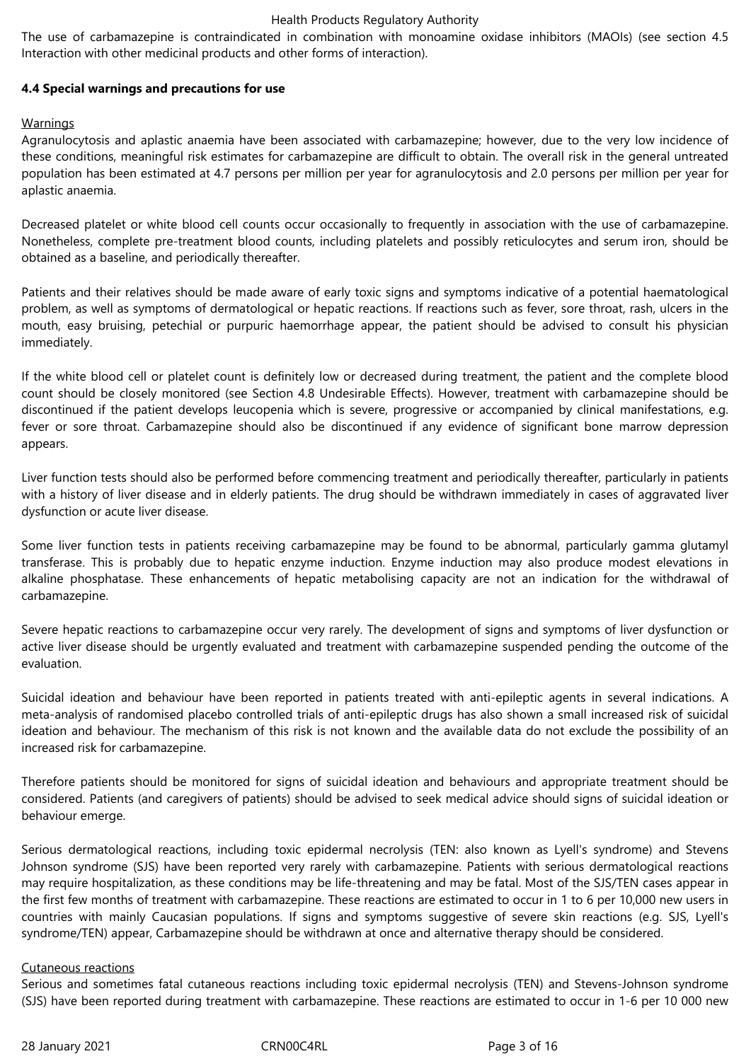The use of carbamazepine is contraindicated in combination with monoamine oxidase inhibitors (MAOIs) (see section 4.5 Interaction with other medicinal products and other forms of interaction).

**4.4 Special warnings and precautions for use**

Warnings

Agranulocytosis and aplastic anaemia have been associated with carbamazepine; however, due to the very low incidence of these conditions, meaningful risk estimates for carbamazepine are difficult to obtain. The overall risk in the general untreated population has been estimated at 4.7 persons per million per year for agranulocytosis and 2.0 persons per million per year for aplastic anaemia.

Decreased platelet or white blood cell counts occur occasionally to frequently in association with the use of carbamazepine. Nonetheless, complete pre-treatment blood counts, including platelets and possibly reticulocytes and serum iron, should be obtained as a baseline, and periodically thereafter.

Patients and their relatives should be made aware of early toxic signs and symptoms indicative of a potential haematological problem, as well as symptoms of dermatological or hepatic reactions. If reactions such as fever, sore throat, rash, ulcers in the mouth, easy bruising, petechial or purpuric haemorrhage appear, the patient should be advised to consult his physician immediately.

If the white blood cell or platelet count is definitely low or decreased during treatment, the patient and the complete blood count should be closely monitored (see Section 4.8 Undesirable Effects). However, treatment with carbamazepine should be discontinued if the patient develops leucopenia which is severe, progressive or accompanied by clinical manifestations, e.g. fever or sore throat. Carbamazepine should also be discontinued if any evidence of significant bone marrow depression appears.

Liver function tests should also be performed before commencing treatment and periodically thereafter, particularly in patients with a history of liver disease and in elderly patients. The drug should be withdrawn immediately in cases of aggravated liver dysfunction or acute liver disease.

Some liver function tests in patients receiving carbamazepine may be found to be abnormal, particularly gamma glutamyl transferase. This is probably due to hepatic enzyme induction. Enzyme induction may also produce modest elevations in alkaline phosphatase. These enhancements of hepatic metabolising capacity are not an indication for the withdrawal of carbamazepine.

Severe hepatic reactions to carbamazepine occur very rarely. The development of signs and symptoms of liver dysfunction or active liver disease should be urgently evaluated and treatment with carbamazepine suspended pending the outcome of the evaluation.

Suicidal ideation and behaviour have been reported in patients treated with anti-epileptic agents in several indications. A meta-analysis of randomised placebo controlled trials of anti-epileptic drugs has also shown a small increased risk of suicidal ideation and behaviour. The mechanism of this risk is not known and the available data do not exclude the possibility of an increased risk for carbamazepine.

Therefore patients should be monitored for signs of suicidal ideation and behaviours and appropriate treatment should be considered. Patients (and caregivers of patients) should be advised to seek medical advice should signs of suicidal ideation or behaviour emerge.

Serious dermatological reactions, including toxic epidermal necrolysis (TEN: also known as Lyell's syndrome) and Stevens Johnson syndrome (SJS) have been reported very rarely with carbamazepine. Patients with serious dermatological reactions may require hospitalization, as these conditions may be life-threatening and may be fatal. Most of the SJS/TEN cases appear in the first few months of treatment with carbamazepine. These reactions are estimated to occur in 1 to 6 per 10,000 new users in countries with mainly Caucasian populations. If signs and symptoms suggestive of severe skin reactions (e.g. SJS, Lyell's syndrome/TEN) appear, Carbamazepine should be withdrawn at once and alternative therapy should be considered.

Cutaneous reactions

Serious and sometimes fatal cutaneous reactions including toxic epidermal necrolysis (TEN) and Stevens-Johnson syndrome (SJS) have been reported during treatment with carbamazepine. These reactions are estimated to occur in 1-6 per 10 000 new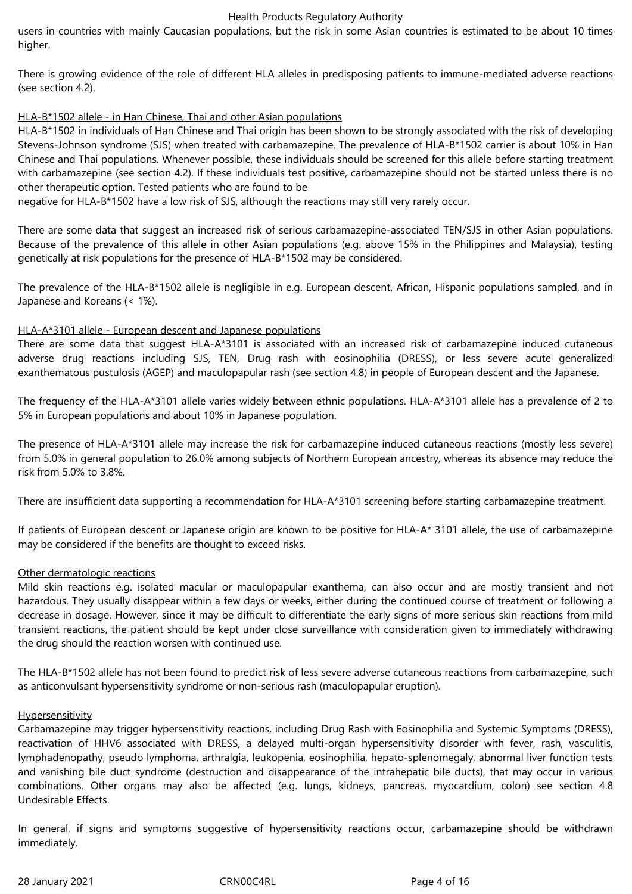users in countries with mainly Caucasian populations, but the risk in some Asian countries is estimated to be about 10 times higher.

There is growing evidence of the role of different HLA alleles in predisposing patients to immune-mediated adverse reactions (see section 4.2).

HLA-B*1502 allele - in Han Chinese, Thai and other Asian populations

HLA-B*1502 in individuals of Han Chinese and Thai origin has been shown to be strongly associated with the risk of developing Stevens-Johnson syndrome (SJS) when treated with carbamazepine. The prevalence of HLA-B*1502 carrier is about 10% in Han Chinese and Thai populations. Whenever possible, these individuals should be screened for this allele before starting treatment with carbamazepine (see section 4.2). If these individuals test positive, carbamazepine should not be started unless there is no other therapeutic option. Tested patients who are found to be negative for HLA-B*1502 have a low risk of SJS, although the reactions may still very rarely occur.

There are some data that suggest an increased risk of serious carbamazepine-associated TEN/SJS in other Asian populations. Because of the prevalence of this allele in other Asian populations (e.g. above 15% in the Philippines and Malaysia), testing genetically at risk populations for the presence of HLA-B*1502 may be considered.

The prevalence of the HLA-B*1502 allele is negligible in e.g. European descent, African, Hispanic populations sampled, and in Japanese and Koreans (< 1%).

HLA-A*3101 allele - European descent and Japanese populations

There are some data that suggest HLA-A*3101 is associated with an increased risk of carbamazepine induced cutaneous adverse drug reactions including SJS, TEN, Drug rash with eosinophilia (DRESS), or less severe acute generalized exanthematous pustulosis (AGEP) and maculopapular rash (see section 4.8) in people of European descent and the Japanese.

The frequency of the HLA-A*3101 allele varies widely between ethnic populations. HLA-A*3101 allele has a prevalence of 2 to 5% in European populations and about 10% in Japanese population.

The presence of HLA-A*3101 allele may increase the risk for carbamazepine induced cutaneous reactions (mostly less severe) from 5.0% in general population to 26.0% among subjects of Northern European ancestry, whereas its absence may reduce the risk from 5.0% to 3.8%.

There are insufficient data supporting a recommendation for HLA-A*3101 screening before starting carbamazepine treatment.

If patients of European descent or Japanese origin are known to be positive for HLA-A* 3101 allele, the use of carbamazepine may be considered if the benefits are thought to exceed risks.

Other dermatologic reactions

Mild skin reactions e.g. isolated macular or maculopapular exanthema, can also occur and are mostly transient and not hazardous. They usually disappear within a few days or weeks, either during the continued course of treatment or following a decrease in dosage. However, since it may be difficult to differentiate the early signs of more serious skin reactions from mild transient reactions, the patient should be kept under close surveillance with consideration given to immediately withdrawing the drug should the reaction worsen with continued use.

The HLA-B*1502 allele has not been found to predict risk of less severe adverse cutaneous reactions from carbamazepine, such as anticonvulsant hypersensitivity syndrome or non-serious rash (maculopapular eruption).

Hypersensitivity

Carbamazepine may trigger hypersensitivity reactions, including Drug Rash with Eosinophilia and Systemic Symptoms (DRESS), reactivation of HHV6 associated with DRESS, a delayed multi-organ hypersensitivity disorder with fever, rash, vasculitis, lymphadenopathy, pseudo lymphoma, arthralgia, leukopenia, eosinophilia, hepato-splenomegaly, abnormal liver function tests and vanishing bile duct syndrome (destruction and disappearance of the intrahepatic bile ducts), that may occur in various combinations. Other organs may also be affected (e.g. lungs, kidneys, pancreas, myocardium, colon) see section 4.8 Undesirable Effects.

In general, if signs and symptoms suggestive of hypersensitivity reactions occur, carbamazepine should be withdrawn immediately.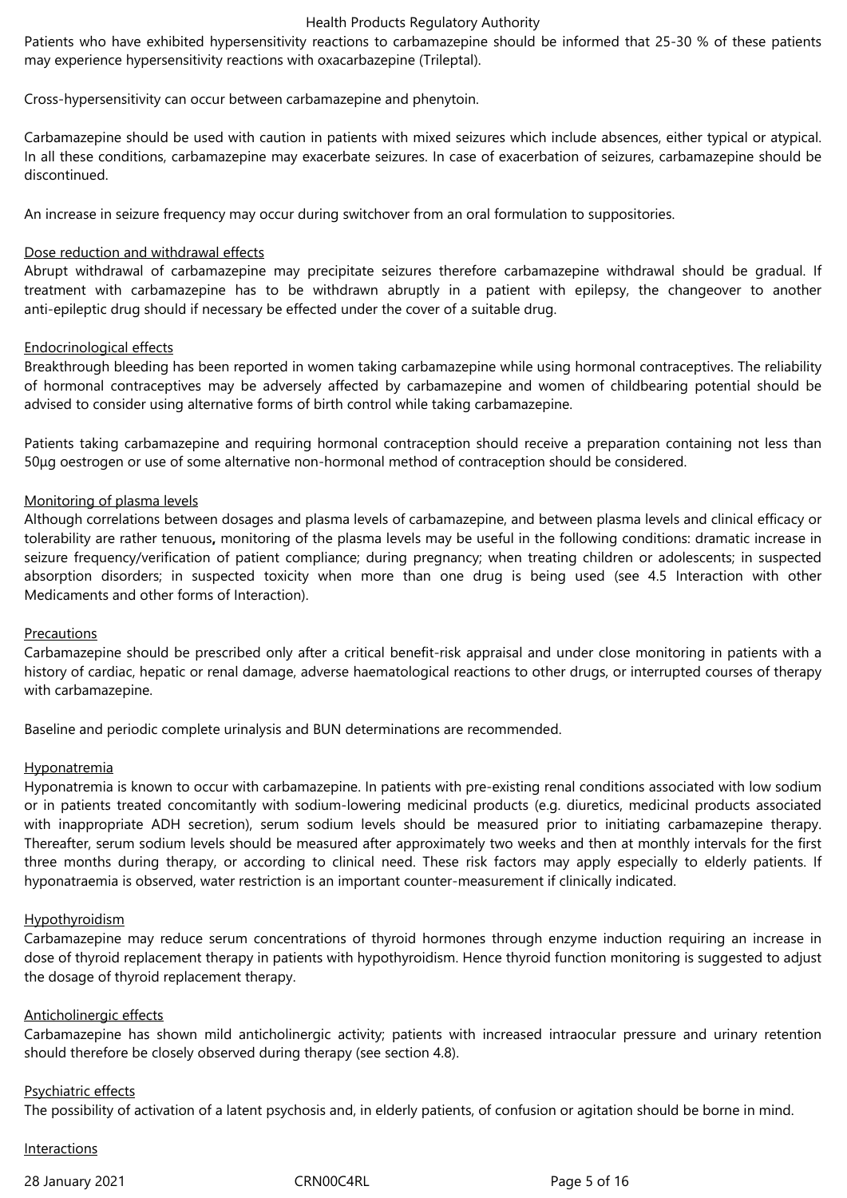Patients who have exhibited hypersensitivity reactions to carbamazepine should be informed that 25-30 % of these patients may experience hypersensitivity reactions with oxacarbazepine (Trileptal).

Cross-hypersensitivity can occur between carbamazepine and phenytoin.

Carbamazepine should be used with caution in patients with mixed seizures which include absences, either typical or atypical. In all these conditions, carbamazepine may exacerbate seizures. In case of exacerbation of seizures, carbamazepine should be discontinued.

An increase in seizure frequency may occur during switchover from an oral formulation to suppositories.

Dose reduction and withdrawal effects

Abrupt withdrawal of carbamazepine may precipitate seizures therefore carbamazepine withdrawal should be gradual. If treatment with carbamazepine has to be withdrawn abruptly in a patient with epilepsy, the changeover to another anti-epileptic drug should if necessary be effected under the cover of a suitable drug.

Endocrinological effects

Breakthrough bleeding has been reported in women taking carbamazepine while using hormonal contraceptives. The reliability of hormonal contraceptives may be adversely affected by carbamazepine and women of childbearing potential should be advised to consider using alternative forms of birth control while taking carbamazepine.

Patients taking carbamazepine and requiring hormonal contraception should receive a preparation containing not less than 50μg oestrogen or use of some alternative non-hormonal method of contraception should be considered.

Monitoring of plasma levels

Although correlations between dosages and plasma levels of carbamazepine, and between plasma levels and clinical efficacy or tolerability are rather tenuous**,** monitoring of the plasma levels may be useful in the following conditions: dramatic increase in seizure frequency/verification of patient compliance; during pregnancy; when treating children or adolescents; in suspected absorption disorders; in suspected toxicity when more than one drug is being used (see 4.5 Interaction with other Medicaments and other forms of Interaction).

Precautions

Carbamazepine should be prescribed only after a critical benefit-risk appraisal and under close monitoring in patients with a history of cardiac, hepatic or renal damage, adverse haematological reactions to other drugs, or interrupted courses of therapy with carbamazepine.

Baseline and periodic complete urinalysis and BUN determinations are recommended.

Hyponatremia

Hyponatremia is known to occur with carbamazepine. In patients with pre-existing renal conditions associated with low sodium or in patients treated concomitantly with sodium-lowering medicinal products (e.g. diuretics, medicinal products associated with inappropriate ADH secretion), serum sodium levels should be measured prior to initiating carbamazepine therapy. Thereafter, serum sodium levels should be measured after approximately two weeks and then at monthly intervals for the first three months during therapy, or according to clinical need. These risk factors may apply especially to elderly patients. If hyponatraemia is observed, water restriction is an important counter-measurement if clinically indicated.

Hypothyroidism

Carbamazepine may reduce serum concentrations of thyroid hormones through enzyme induction requiring an increase in dose of thyroid replacement therapy in patients with hypothyroidism. Hence thyroid function monitoring is suggested to adjust the dosage of thyroid replacement therapy.

Anticholinergic effects

Carbamazepine has shown mild anticholinergic activity; patients with increased intraocular pressure and urinary retention should therefore be closely observed during therapy (see section 4.8).

Psychiatric effects

The possibility of activation of a latent psychosis and, in elderly patients, of confusion or agitation should be borne in mind.

Interactions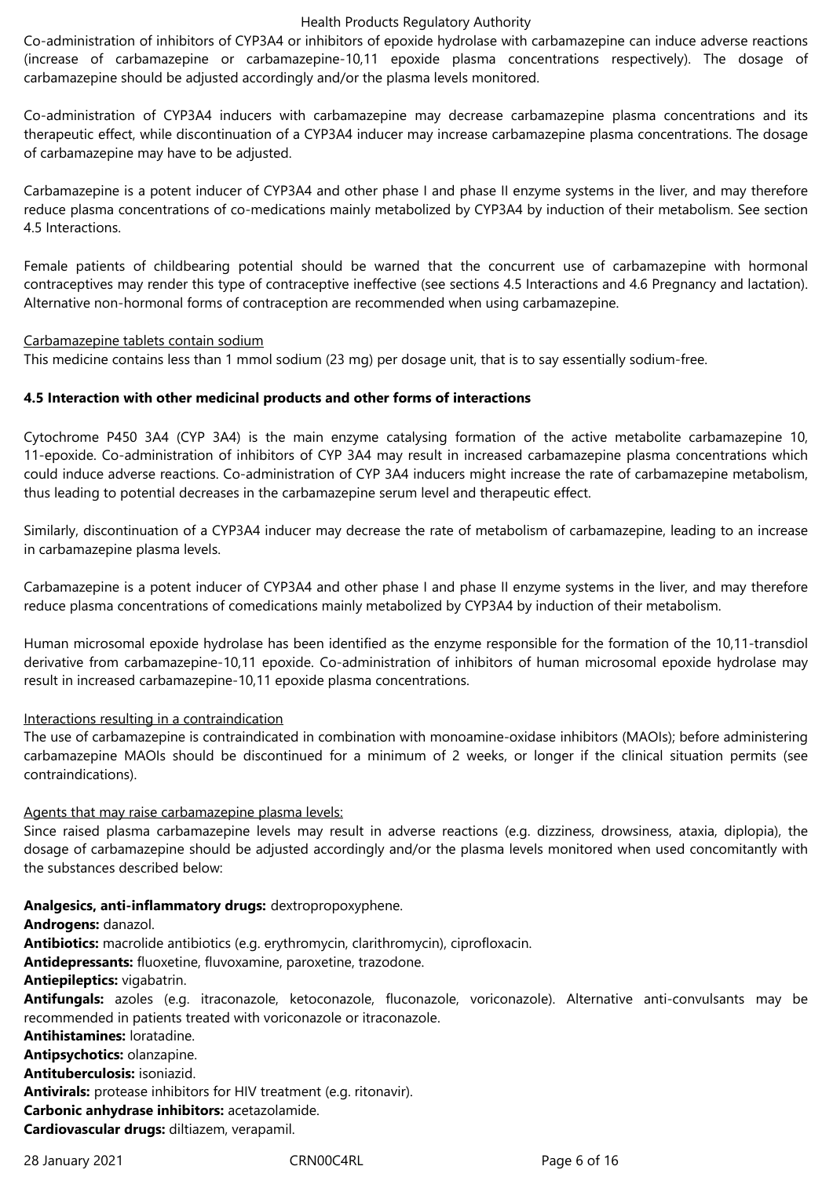Co-administration of inhibitors of CYP3A4 or inhibitors of epoxide hydrolase with carbamazepine can induce adverse reactions (increase of carbamazepine or carbamazepine-10,11 epoxide plasma concentrations respectively). The dosage of carbamazepine should be adjusted accordingly and/or the plasma levels monitored.

Co-administration of CYP3A4 inducers with carbamazepine may decrease carbamazepine plasma concentrations and its therapeutic effect, while discontinuation of a CYP3A4 inducer may increase carbamazepine plasma concentrations. The dosage of carbamazepine may have to be adjusted.

Carbamazepine is a potent inducer of CYP3A4 and other phase I and phase II enzyme systems in the liver, and may therefore reduce plasma concentrations of co-medications mainly metabolized by CYP3A4 by induction of their metabolism. See section 4.5 Interactions.

Female patients of childbearing potential should be warned that the concurrent use of carbamazepine with hormonal contraceptives may render this type of contraceptive ineffective (see sections 4.5 Interactions and 4.6 Pregnancy and lactation). Alternative non-hormonal forms of contraception are recommended when using carbamazepine.

Carbamazepine tablets contain sodium

This medicine contains less than 1 mmol sodium (23 mg) per dosage unit, that is to say essentially sodium-free.

**4.5 Interaction with other medicinal products and other forms of interactions**

Cytochrome P450 3A4 (CYP 3A4) is the main enzyme catalysing formation of the active metabolite carbamazepine 10, 11-epoxide. Co-administration of inhibitors of CYP 3A4 may result in increased carbamazepine plasma concentrations which could induce adverse reactions. Co-administration of CYP 3A4 inducers might increase the rate of carbamazepine metabolism, thus leading to potential decreases in the carbamazepine serum level and therapeutic effect.

Similarly, discontinuation of a CYP3A4 inducer may decrease the rate of metabolism of carbamazepine, leading to an increase in carbamazepine plasma levels.

Carbamazepine is a potent inducer of CYP3A4 and other phase I and phase II enzyme systems in the liver, and may therefore reduce plasma concentrations of comedications mainly metabolized by CYP3A4 by induction of their metabolism.

Human microsomal epoxide hydrolase has been identified as the enzyme responsible for the formation of the 10,11-transdiol derivative from carbamazepine-10,11 epoxide. Co-administration of inhibitors of human microsomal epoxide hydrolase may result in increased carbamazepine-10,11 epoxide plasma concentrations.

Interactions resulting in a contraindication

The use of carbamazepine is contraindicated in combination with monoamine-oxidase inhibitors (MAOIs); before administering carbamazepine MAOIs should be discontinued for a minimum of 2 weeks, or longer if the clinical situation permits (see contraindications).

Agents that may raise carbamazepine plasma levels:

Since raised plasma carbamazepine levels may result in adverse reactions (e.g. dizziness, drowsiness, ataxia, diplopia), the dosage of carbamazepine should be adjusted accordingly and/or the plasma levels monitored when used concomitantly with the substances described below:

**Analgesics, anti-inflammatory drugs:** dextropropoxyphene.
**Androgens:** danazol.
**Antibiotics:** macrolide antibiotics (e.g. erythromycin, clarithromycin), ciprofloxacin.
**Antidepressants:** fluoxetine, fluvoxamine, paroxetine, trazodone.
**Antiepileptics:** vigabatrin.
**Antifungals:** azoles (e.g. itraconazole, ketoconazole, fluconazole, voriconazole). Alternative anti-convulsants may be recommended in patients treated with voriconazole or itraconazole.
**Antihistamines:** loratadine.
**Antipsychotics:** olanzapine.
**Antituberculosis:** isoniazid.
**Antivirals:** protease inhibitors for HIV treatment (e.g. ritonavir).
**Carbonic anhydrase inhibitors:** acetazolamide.
**Cardiovascular drugs:** diltiazem, verapamil.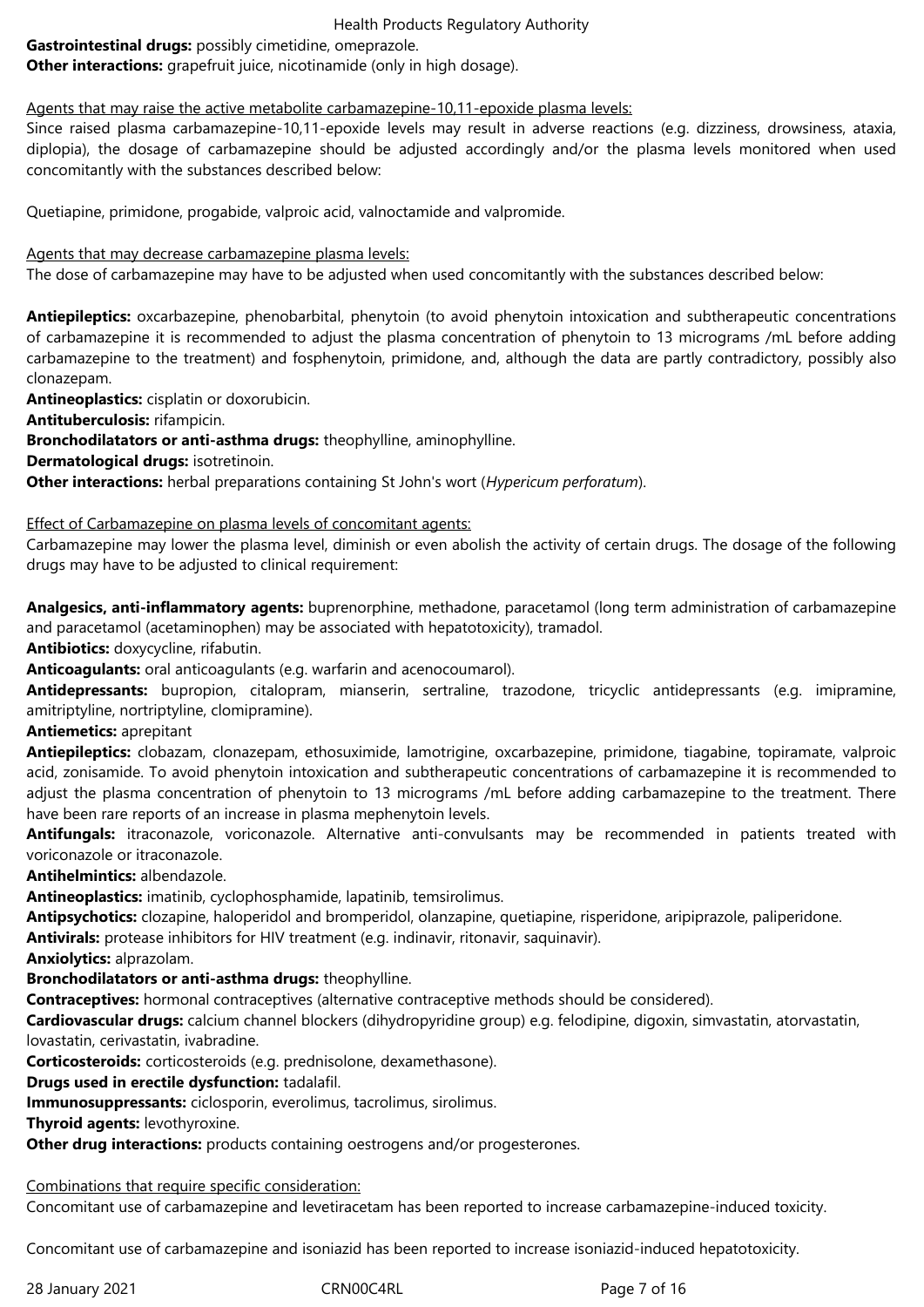**Gastrointestinal drugs:** possibly cimetidine, omeprazole.
**Other interactions:** grapefruit juice, nicotinamide (only in high dosage).

Agents that may raise the active metabolite carbamazepine-10,11-epoxide plasma levels:

Since raised plasma carbamazepine-10,11-epoxide levels may result in adverse reactions (e.g. dizziness, drowsiness, ataxia, diplopia), the dosage of carbamazepine should be adjusted accordingly and/or the plasma levels monitored when used concomitantly with the substances described below:

Quetiapine, primidone, progabide, valproic acid, valnoctamide and valpromide.

Agents that may decrease carbamazepine plasma levels:

The dose of carbamazepine may have to be adjusted when used concomitantly with the substances described below:

**Antiepileptics:** oxcarbazepine, phenobarbital, phenytoin (to avoid phenytoin intoxication and subtherapeutic concentrations of carbamazepine it is recommended to adjust the plasma concentration of phenytoin to 13 micrograms /mL before adding carbamazepine to the treatment) and fosphenytoin, primidone, and, although the data are partly contradictory, possibly also clonazepam.
**Antineoplastics:** cisplatin or doxorubicin.
**Antituberculosis:** rifampicin.
**Bronchodilatators or anti-asthma drugs:** theophylline, aminophylline.
**Dermatological drugs:** isotretinoin.
**Other interactions:** herbal preparations containing St John's wort (*Hypericum perforatum*).

Effect of Carbamazepine on plasma levels of concomitant agents:

Carbamazepine may lower the plasma level, diminish or even abolish the activity of certain drugs. The dosage of the following drugs may have to be adjusted to clinical requirement:

**Analgesics, anti-inflammatory agents:** buprenorphine, methadone, paracetamol (long term administration of carbamazepine and paracetamol (acetaminophen) may be associated with hepatotoxicity), tramadol.
**Antibiotics:** doxycycline, rifabutin.
**Anticoagulants:** oral anticoagulants (e.g. warfarin and acenocoumarol).
**Antidepressants:** bupropion, citalopram, mianserin, sertraline, trazodone, tricyclic antidepressants (e.g. imipramine, amitriptyline, nortriptyline, clomipramine).
**Antiemetics:** aprepitant
**Antiepileptics:** clobazam, clonazepam, ethosuximide, lamotrigine, oxcarbazepine, primidone, tiagabine, topiramate, valproic acid, zonisamide. To avoid phenytoin intoxication and subtherapeutic concentrations of carbamazepine it is recommended to adjust the plasma concentration of phenytoin to 13 micrograms /mL before adding carbamazepine to the treatment. There have been rare reports of an increase in plasma mephenytoin levels.
**Antifungals:** itraconazole, voriconazole. Alternative anti-convulsants may be recommended in patients treated with voriconazole or itraconazole.
**Antihelmintics:** albendazole.
**Antineoplastics:** imatinib, cyclophosphamide, lapatinib, temsirolimus.
**Antipsychotics:** clozapine, haloperidol and bromperidol, olanzapine, quetiapine, risperidone, aripiprazole, paliperidone.
**Antivirals:** protease inhibitors for HIV treatment (e.g. indinavir, ritonavir, saquinavir).
**Anxiolytics:** alprazolam.
**Bronchodilatators or anti-asthma drugs:** theophylline.
**Contraceptives:** hormonal contraceptives (alternative contraceptive methods should be considered).
**Cardiovascular drugs:** calcium channel blockers (dihydropyridine group) e.g. felodipine, digoxin, simvastatin, atorvastatin, lovastatin, cerivastatin, ivabradine.
**Corticosteroids:** corticosteroids (e.g. prednisolone, dexamethasone).
**Drugs used in erectile dysfunction:** tadalafil.
**Immunosuppressants:** ciclosporin, everolimus, tacrolimus, sirolimus.
**Thyroid agents:** levothyroxine.
**Other drug interactions:** products containing oestrogens and/or progesterones.

Combinations that require specific consideration:

Concomitant use of carbamazepine and levetiracetam has been reported to increase carbamazepine-induced toxicity.

Concomitant use of carbamazepine and isoniazid has been reported to increase isoniazid-induced hepatotoxicity.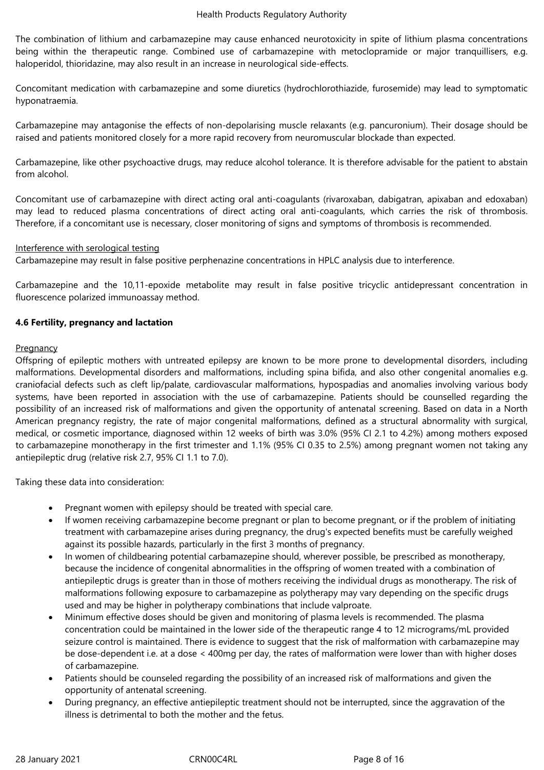The combination of lithium and carbamazepine may cause enhanced neurotoxicity in spite of lithium plasma concentrations being within the therapeutic range. Combined use of carbamazepine with metoclopramide or major tranquillisers, e.g. haloperidol, thioridazine, may also result in an increase in neurological side-effects.

Concomitant medication with carbamazepine and some diuretics (hydrochlorothiazide, furosemide) may lead to symptomatic hyponatraemia.

Carbamazepine may antagonise the effects of non-depolarising muscle relaxants (e.g. pancuronium). Their dosage should be raised and patients monitored closely for a more rapid recovery from neuromuscular blockade than expected.

Carbamazepine, like other psychoactive drugs, may reduce alcohol tolerance. It is therefore advisable for the patient to abstain from alcohol.

Concomitant use of carbamazepine with direct acting oral anti-coagulants (rivaroxaban, dabigatran, apixaban and edoxaban) may lead to reduced plasma concentrations of direct acting oral anti-coagulants, which carries the risk of thrombosis. Therefore, if a concomitant use is necessary, closer monitoring of signs and symptoms of thrombosis is recommended.

Interference with serological testing

Carbamazepine may result in false positive perphenazine concentrations in HPLC analysis due to interference.

Carbamazepine and the 10,11-epoxide metabolite may result in false positive tricyclic antidepressant concentration in fluorescence polarized immunoassay method.

**4.6 Fertility, pregnancy and lactation**

Pregnancy

Offspring of epileptic mothers with untreated epilepsy are known to be more prone to developmental disorders, including malformations. Developmental disorders and malformations, including spina bifida, and also other congenital anomalies e.g. craniofacial defects such as cleft lip/palate, cardiovascular malformations, hypospadias and anomalies involving various body systems, have been reported in association with the use of carbamazepine. Patients should be counselled regarding the possibility of an increased risk of malformations and given the opportunity of antenatal screening. Based on data in a North American pregnancy registry, the rate of major congenital malformations, defined as a structural abnormality with surgical, medical, or cosmetic importance, diagnosed within 12 weeks of birth was 3.0% (95% CI 2.1 to 4.2%) among mothers exposed to carbamazepine monotherapy in the first trimester and 1.1% (95% CI 0.35 to 2.5%) among pregnant women not taking any antiepileptic drug (relative risk 2.7, 95% CI 1.1 to 7.0).

Taking these data into consideration:

- Pregnant women with epilepsy should be treated with special care.
- If women receiving carbamazepine become pregnant or plan to become pregnant, or if the problem of initiating treatment with carbamazepine arises during pregnancy, the drug's expected benefits must be carefully weighed against its possible hazards, particularly in the first 3 months of pregnancy.
- In women of childbearing potential carbamazepine should, wherever possible, be prescribed as monotherapy, because the incidence of congenital abnormalities in the offspring of women treated with a combination of antiepileptic drugs is greater than in those of mothers receiving the individual drugs as monotherapy. The risk of malformations following exposure to carbamazepine as polytherapy may vary depending on the specific drugs used and may be higher in polytherapy combinations that include valproate.
- Minimum effective doses should be given and monitoring of plasma levels is recommended. The plasma concentration could be maintained in the lower side of the therapeutic range 4 to 12 micrograms/mL provided seizure control is maintained. There is evidence to suggest that the risk of malformation with carbamazepine may be dose-dependent i.e. at a dose < 400mg per day, the rates of malformation were lower than with higher doses of carbamazepine.
- Patients should be counseled regarding the possibility of an increased risk of malformations and given the opportunity of antenatal screening.
- During pregnancy, an effective antiepileptic treatment should not be interrupted, since the aggravation of the illness is detrimental to both the mother and the fetus.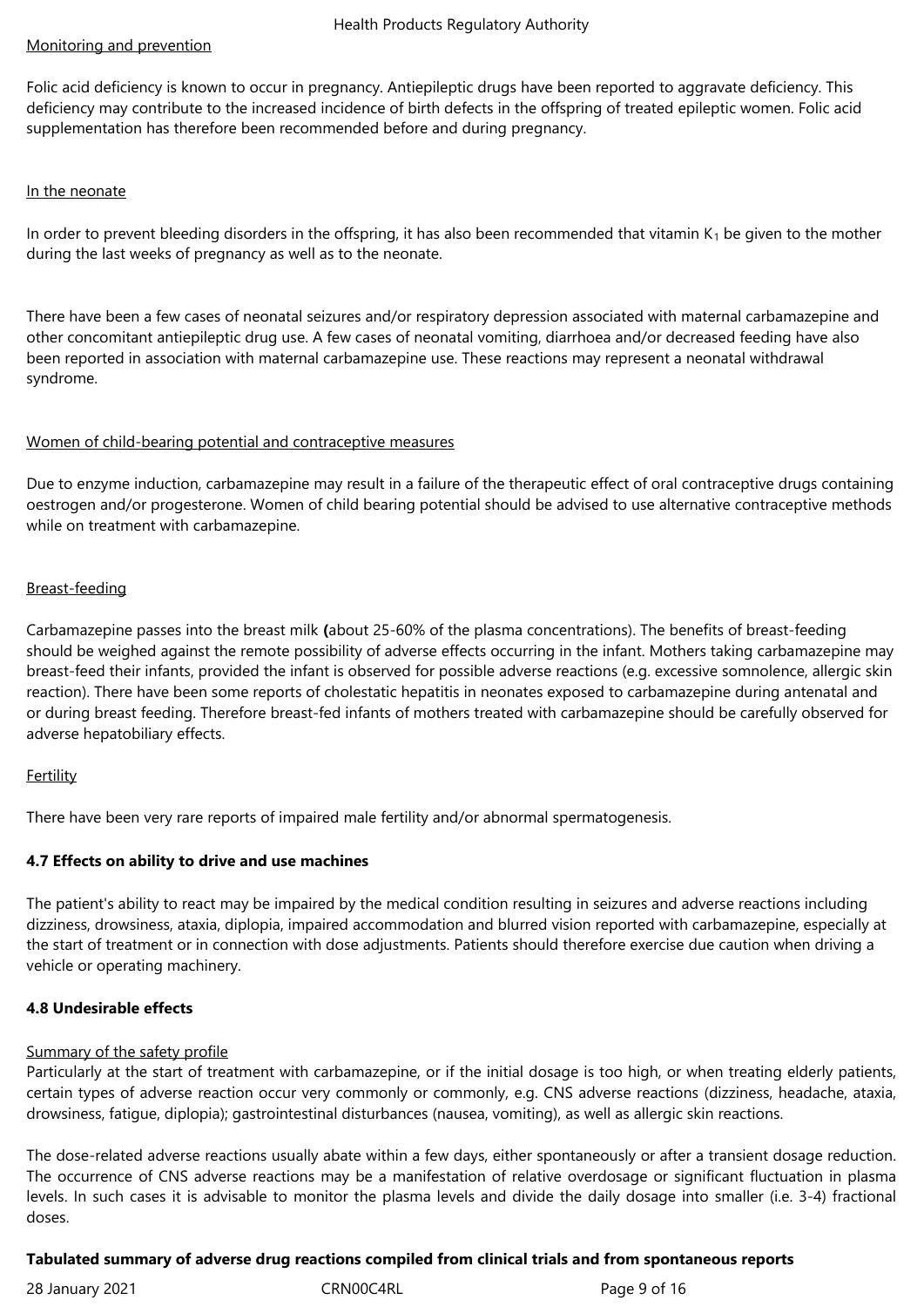Monitoring and prevention

Folic acid deficiency is known to occur in pregnancy. Antiepileptic drugs have been reported to aggravate deficiency. This deficiency may contribute to the increased incidence of birth defects in the offspring of treated epileptic women. Folic acid supplementation has therefore been recommended before and during pregnancy.

In the neonate

In order to prevent bleeding disorders in the offspring, it has also been recommended that vitamin $K_1$ be given to the mother during the last weeks of pregnancy as well as to the neonate.

There have been a few cases of neonatal seizures and/or respiratory depression associated with maternal carbamazepine and other concomitant antiepileptic drug use. A few cases of neonatal vomiting, diarrhoea and/or decreased feeding have also been reported in association with maternal carbamazepine use. These reactions may represent a neonatal withdrawal syndrome.

Women of child-bearing potential and contraceptive measures

Due to enzyme induction, carbamazepine may result in a failure of the therapeutic effect of oral contraceptive drugs containing oestrogen and/or progesterone. Women of child bearing potential should be advised to use alternative contraceptive methods while on treatment with carbamazepine.

Breast-feeding

Carbamazepine passes into the breast milk **(**about 25-60% of the plasma concentrations). The benefits of breast-feeding should be weighed against the remote possibility of adverse effects occurring in the infant. Mothers taking carbamazepine may breast-feed their infants, provided the infant is observed for possible adverse reactions (e.g. excessive somnolence, allergic skin reaction). There have been some reports of cholestatic hepatitis in neonates exposed to carbamazepine during antenatal and or during breast feeding. Therefore breast-fed infants of mothers treated with carbamazepine should be carefully observed for adverse hepatobiliary effects.

Fertility

There have been very rare reports of impaired male fertility and/or abnormal spermatogenesis.

### 4.7 Effects on ability to drive and use machines

The patient's ability to react may be impaired by the medical condition resulting in seizures and adverse reactions including dizziness, drowsiness, ataxia, diplopia, impaired accommodation and blurred vision reported with carbamazepine, especially at the start of treatment or in connection with dose adjustments. Patients should therefore exercise due caution when driving a vehicle or operating machinery.

### 4.8 Undesirable effects

Summary of the safety profile

Particularly at the start of treatment with carbamazepine, or if the initial dosage is too high, or when treating elderly patients, certain types of adverse reaction occur very commonly or commonly, e.g. CNS adverse reactions (dizziness, headache, ataxia, drowsiness, fatigue, diplopia); gastrointestinal disturbances (nausea, vomiting), as well as allergic skin reactions.

The dose-related adverse reactions usually abate within a few days, either spontaneously or after a transient dosage reduction. The occurrence of CNS adverse reactions may be a manifestation of relative overdosage or significant fluctuation in plasma levels. In such cases it is advisable to monitor the plasma levels and divide the daily dosage into smaller (i.e. 3-4) fractional doses.

**Tabulated summary of adverse drug reactions compiled from clinical trials and from spontaneous reports**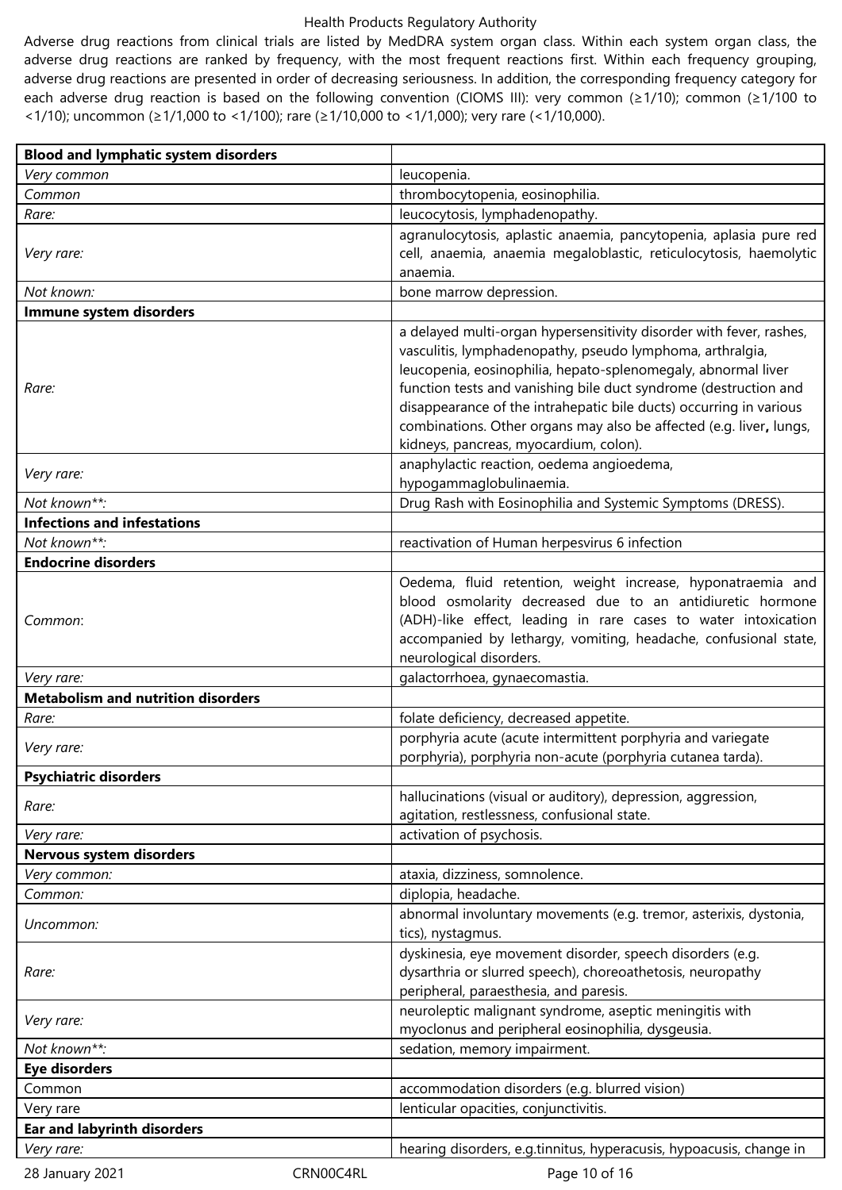Adverse drug reactions from clinical trials are listed by MedDRA system organ class. Within each system organ class, the adverse drug reactions are ranked by frequency, with the most frequent reactions first. Within each frequency grouping, adverse drug reactions are presented in order of decreasing seriousness. In addition, the corresponding frequency category for each adverse drug reaction is based on the following convention (CIOMS III): very common (≥1/10); common (≥1/100 to <1/10); uncommon (≥1/1,000 to <1/100); rare (≥1/10,000 to <1/1,000); very rare (<1/10,000).

| **Blood and lymphatic system disorders** | |
|---|---|
| *Very common* | leucopenia. |
| *Common* | thrombocytopenia, eosinophilia. |
| *Rare:* | leucocytosis, lymphadenopathy. |
| *Very rare:* | agranulocytosis, aplastic anaemia, pancytopenia, aplasia pure red cell, anaemia, anaemia megaloblastic, reticulocytosis, haemolytic anaemia. |
| *Not known:* | bone marrow depression. |
| **Immune system disorders** | |
| *Rare:* | a delayed multi-organ hypersensitivity disorder with fever, rashes, vasculitis, lymphadenopathy, pseudo lymphoma, arthralgia, leucopenia, eosinophilia, hepato-splenomegaly, abnormal liver function tests and vanishing bile duct syndrome (destruction and disappearance of the intrahepatic bile ducts) occurring in various combinations. Other organs may also be affected (e.g. liver**,** lungs, kidneys, pancreas, myocardium, colon). |
| *Very rare:* | anaphylactic reaction, oedema angioedema, hypogammaglobulinaemia. |
| *Not known**:* | Drug Rash with Eosinophilia and Systemic Symptoms (DRESS). |
| **Infections and infestations** | |
| *Not known**:* | reactivation of Human herpesvirus 6 infection |
| **Endocrine disorders** | |
| *Common*: | Oedema, fluid retention, weight increase, hyponatraemia and blood osmolarity decreased due to an antidiuretic hormone (ADH)-like effect, leading in rare cases to water intoxication accompanied by lethargy, vomiting, headache, confusional state, neurological disorders. |
| *Very rare:* | galactorrhoea, gynaecomastia. |
| **Metabolism and nutrition disorders** | |
| *Rare:* | folate deficiency, decreased appetite. |
| *Very rare:* | porphyria acute (acute intermittent porphyria and variegate porphyria), porphyria non-acute (porphyria cutanea tarda). |
| **Psychiatric disorders** | |
| *Rare:* | hallucinations (visual or auditory), depression, aggression, agitation, restlessness, confusional state. |
| *Very rare:* | activation of psychosis. |
| **Nervous system disorders** | |
| *Very common:* | ataxia, dizziness, somnolence. |
| *Common:* | diplopia, headache. |
| *Uncommon:* | abnormal involuntary movements (e.g. tremor, asterixis, dystonia, tics), nystagmus. |
| *Rare:* | dyskinesia, eye movement disorder, speech disorders (e.g. dysarthria or slurred speech), choreoathetosis, neuropathy peripheral, paraesthesia, and paresis. |
| *Very rare:* | neuroleptic malignant syndrome, aseptic meningitis with myoclonus and peripheral eosinophilia, dysgeusia. |
| *Not known**:* | sedation, memory impairment. |
| **Eye disorders** | |
| Common | accommodation disorders (e.g. blurred vision) |
| Very rare | lenticular opacities, conjunctivitis. |
| **Ear and labyrinth disorders** | |
| *Very rare:* | hearing disorders, e.g.tinnitus, hyperacusis, hypoacusis, change in |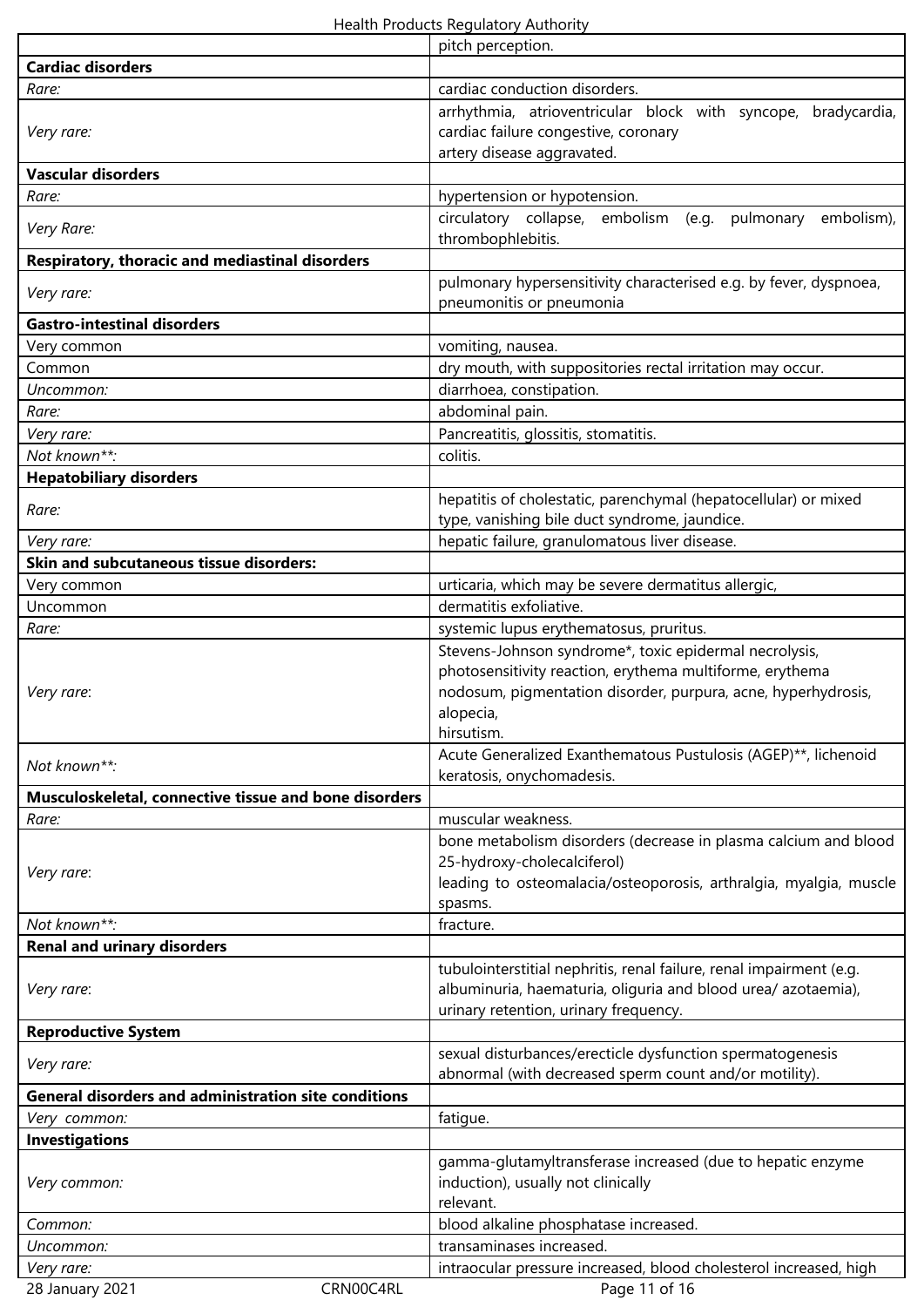| | |
|---|---|
| | pitch perception. |
| **Cardiac disorders** | |
| *Rare:* | cardiac conduction disorders. |
| *Very rare:* | arrhythmia, atrioventricular block with syncope, bradycardia, cardiac failure congestive, coronary artery disease aggravated. |
| **Vascular disorders** | |
| *Rare:* | hypertension or hypotension. |
| *Very Rare:* | circulatory collapse, embolism (e.g. pulmonary embolism), thrombophlebitis. |
| **Respiratory, thoracic and mediastinal disorders** | |
| *Very rare:* | pulmonary hypersensitivity characterised e.g. by fever, dyspnoea, pneumonitis or pneumonia |
| **Gastro-intestinal disorders** | |
| Very common | vomiting, nausea. |
| Common | dry mouth, with suppositories rectal irritation may occur. |
| *Uncommon:* | diarrhoea, constipation. |
| *Rare:* | abdominal pain. |
| *Very rare:* | Pancreatitis, glossitis, stomatitis. |
| *Not known**:* | colitis. |
| **Hepatobiliary disorders** | |
| *Rare:* | hepatitis of cholestatic, parenchymal (hepatocellular) or mixed type, vanishing bile duct syndrome, jaundice. |
| *Very rare:* | hepatic failure, granulomatous liver disease. |
| **Skin and subcutaneous tissue disorders:** | |
| Very common | urticaria, which may be severe dermatitus allergic, |
| Uncommon | dermatitis exfoliative. |
| *Rare:* | systemic lupus erythematosus, pruritus. |
| *Very rare*: | Stevens-Johnson syndrome*, toxic epidermal necrolysis, photosensitivity reaction, erythema multiforme, erythema nodosum, pigmentation disorder, purpura, acne, hyperhydrosis, alopecia, hirsutism. |
| *Not known**:* | Acute Generalized Exanthematous Pustulosis (AGEP)**, lichenoid keratosis, onychomadesis. |
| **Musculoskeletal, connective tissue and bone disorders** | |
| *Rare:* | muscular weakness. |
| *Very rare*: | bone metabolism disorders (decrease in plasma calcium and blood 25-hydroxy-cholecalciferol) leading to osteomalacia/osteoporosis, arthralgia, myalgia, muscle spasms. |
| *Not known**:* | fracture. |
| **Renal and urinary disorders** | |
| *Very rare*: | tubulointerstitial nephritis, renal failure, renal impairment (e.g. albuminuria, haematuria, oliguria and blood urea/ azotaemia), urinary retention, urinary frequency. |
| **Reproductive System** | |
| *Very rare:* | sexual disturbances/erecticle dysfunction spermatogenesis abnormal (with decreased sperm count and/or motility). |
| **General disorders and administration site conditions** | |
| *Very common:* | fatigue. |
| **Investigations** | |
| *Very common:* | gamma-glutamyltransferase increased (due to hepatic enzyme induction), usually not clinically relevant. |
| *Common:* | blood alkaline phosphatase increased. |
| *Uncommon:* | transaminases increased. |
| *Very rare:* | intraocular pressure increased, blood cholesterol increased, high |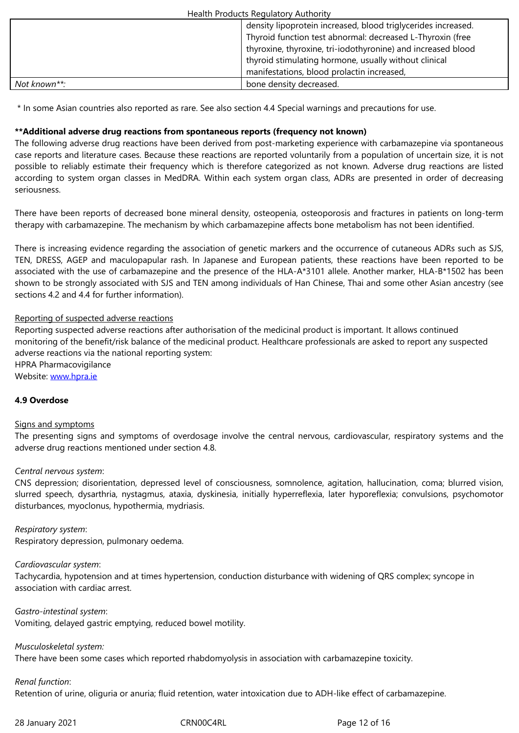| | |
|---|---|
| | density lipoprotein increased, blood triglycerides increased. Thyroid function test abnormal: decreased L-Thyroxin (free thyroxine, thyroxine, tri-iodothyronine) and increased blood thyroid stimulating hormone, usually without clinical manifestations, blood prolactin increased, |
| *Not known***:* | bone density decreased. |

* In some Asian countries also reported as rare. See also section 4.4 Special warnings and precautions for use.

**\*\*Additional adverse drug reactions from spontaneous reports (frequency not known)**

The following adverse drug reactions have been derived from post-marketing experience with carbamazepine via spontaneous case reports and literature cases. Because these reactions are reported voluntarily from a population of uncertain size, it is not possible to reliably estimate their frequency which is therefore categorized as not known. Adverse drug reactions are listed according to system organ classes in MedDRA. Within each system organ class, ADRs are presented in order of decreasing seriousness.

There have been reports of decreased bone mineral density, osteopenia, osteoporosis and fractures in patients on long-term therapy with carbamazepine. The mechanism by which carbamazepine affects bone metabolism has not been identified.

There is increasing evidence regarding the association of genetic markers and the occurrence of cutaneous ADRs such as SJS, TEN, DRESS, AGEP and maculopapular rash. In Japanese and European patients, these reactions have been reported to be associated with the use of carbamazepine and the presence of the HLA-A*3101 allele. Another marker, HLA-B*1502 has been shown to be strongly associated with SJS and TEN among individuals of Han Chinese, Thai and some other Asian ancestry (see sections 4.2 and 4.4 for further information).

Reporting of suspected adverse reactions

Reporting suspected adverse reactions after authorisation of the medicinal product is important. It allows continued monitoring of the benefit/risk balance of the medicinal product. Healthcare professionals are asked to report any suspected adverse reactions via the national reporting system:
HPRA Pharmacovigilance
Website: www.hpra.ie

**4.9 Overdose**

Signs and symptoms

The presenting signs and symptoms of overdosage involve the central nervous, cardiovascular, respiratory systems and the adverse drug reactions mentioned under section 4.8.

*Central nervous system*:
CNS depression; disorientation, depressed level of consciousness, somnolence, agitation, hallucination, coma; blurred vision, slurred speech, dysarthria, nystagmus, ataxia, dyskinesia, initially hyperreflexia, later hyporeflexia; convulsions, psychomotor disturbances, myoclonus, hypothermia, mydriasis.

*Respiratory system*:
Respiratory depression, pulmonary oedema.

*Cardiovascular system*:
Tachycardia, hypotension and at times hypertension, conduction disturbance with widening of QRS complex; syncope in association with cardiac arrest.

*Gastro-intestinal system*:
Vomiting, delayed gastric emptying, reduced bowel motility.

*Musculoskeletal system:*
There have been some cases which reported rhabdomyolysis in association with carbamazepine toxicity.

*Renal function*:
Retention of urine, oliguria or anuria; fluid retention, water intoxication due to ADH-like effect of carbamazepine.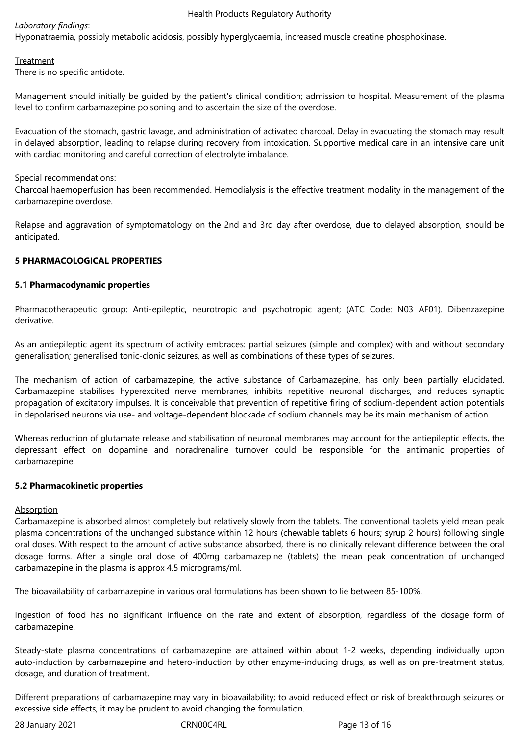*Laboratory findings*:
Hyponatraemia, possibly metabolic acidosis, possibly hyperglycaemia, increased muscle creatine phosphokinase.

Treatment
There is no specific antidote.

Management should initially be guided by the patient's clinical condition; admission to hospital. Measurement of the plasma level to confirm carbamazepine poisoning and to ascertain the size of the overdose.

Evacuation of the stomach, gastric lavage, and administration of activated charcoal. Delay in evacuating the stomach may result in delayed absorption, leading to relapse during recovery from intoxication. Supportive medical care in an intensive care unit with cardiac monitoring and careful correction of electrolyte imbalance.

Special recommendations:
Charcoal haemoperfusion has been recommended. Hemodialysis is the effective treatment modality in the management of the carbamazepine overdose.

Relapse and aggravation of symptomatology on the 2nd and 3rd day after overdose, due to delayed absorption, should be anticipated.

## 5 PHARMACOLOGICAL PROPERTIES

### 5.1 Pharmacodynamic properties

Pharmacotherapeutic group: Anti-epileptic, neurotropic and psychotropic agent; (ATC Code: N03 AF01). Dibenzazepine derivative.

As an antiepileptic agent its spectrum of activity embraces: partial seizures (simple and complex) with and without secondary generalisation; generalised tonic-clonic seizures, as well as combinations of these types of seizures.

The mechanism of action of carbamazepine, the active substance of Carbamazepine, has only been partially elucidated. Carbamazepine stabilises hyperexcited nerve membranes, inhibits repetitive neuronal discharges, and reduces synaptic propagation of excitatory impulses. It is conceivable that prevention of repetitive firing of sodium-dependent action potentials in depolarised neurons via use- and voltage-dependent blockade of sodium channels may be its main mechanism of action.

Whereas reduction of glutamate release and stabilisation of neuronal membranes may account for the antiepileptic effects, the depressant effect on dopamine and noradrenaline turnover could be responsible for the antimanic properties of carbamazepine.

### 5.2 Pharmacokinetic properties

Absorption
Carbamazepine is absorbed almost completely but relatively slowly from the tablets. The conventional tablets yield mean peak plasma concentrations of the unchanged substance within 12 hours (chewable tablets 6 hours; syrup 2 hours) following single oral doses. With respect to the amount of active substance absorbed, there is no clinically relevant difference between the oral dosage forms. After a single oral dose of 400mg carbamazepine (tablets) the mean peak concentration of unchanged carbamazepine in the plasma is approx 4.5 micrograms/ml.

The bioavailability of carbamazepine in various oral formulations has been shown to lie between 85-100%.

Ingestion of food has no significant influence on the rate and extent of absorption, regardless of the dosage form of carbamazepine.

Steady-state plasma concentrations of carbamazepine are attained within about 1-2 weeks, depending individually upon auto-induction by carbamazepine and hetero-induction by other enzyme-inducing drugs, as well as on pre-treatment status, dosage, and duration of treatment.

Different preparations of carbamazepine may vary in bioavailability; to avoid reduced effect or risk of breakthrough seizures or excessive side effects, it may be prudent to avoid changing the formulation.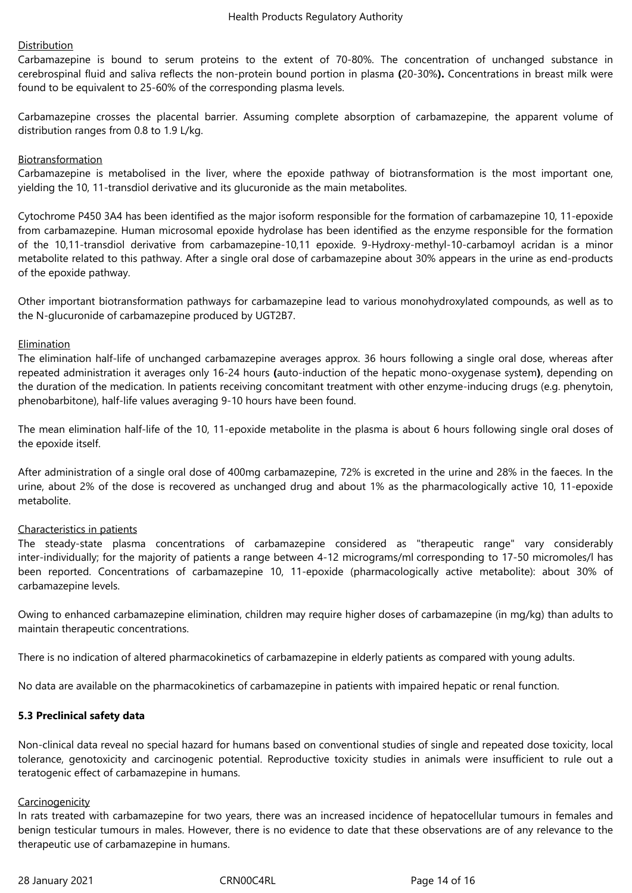Distribution

Carbamazepine is bound to serum proteins to the extent of 70-80%. The concentration of unchanged substance in cerebrospinal fluid and saliva reflects the non-protein bound portion in plasma **(**20-30%**).** Concentrations in breast milk were found to be equivalent to 25-60% of the corresponding plasma levels.

Carbamazepine crosses the placental barrier. Assuming complete absorption of carbamazepine, the apparent volume of distribution ranges from 0.8 to 1.9 L/kg.

Biotransformation

Carbamazepine is metabolised in the liver, where the epoxide pathway of biotransformation is the most important one, yielding the 10, 11-transdiol derivative and its glucuronide as the main metabolites.

Cytochrome P450 3A4 has been identified as the major isoform responsible for the formation of carbamazepine 10, 11-epoxide from carbamazepine. Human microsomal epoxide hydrolase has been identified as the enzyme responsible for the formation of the 10,11-transdiol derivative from carbamazepine-10,11 epoxide. 9-Hydroxy-methyl-10-carbamoyl acridan is a minor metabolite related to this pathway. After a single oral dose of carbamazepine about 30% appears in the urine as end-products of the epoxide pathway.

Other important biotransformation pathways for carbamazepine lead to various monohydroxylated compounds, as well as to the N-glucuronide of carbamazepine produced by UGT2B7.

Elimination

The elimination half-life of unchanged carbamazepine averages approx. 36 hours following a single oral dose, whereas after repeated administration it averages only 16-24 hours **(**auto-induction of the hepatic mono-oxygenase system**)**, depending on the duration of the medication. In patients receiving concomitant treatment with other enzyme-inducing drugs (e.g. phenytoin, phenobarbitone), half-life values averaging 9-10 hours have been found.

The mean elimination half-life of the 10, 11-epoxide metabolite in the plasma is about 6 hours following single oral doses of the epoxide itself.

After administration of a single oral dose of 400mg carbamazepine, 72% is excreted in the urine and 28% in the faeces. In the urine, about 2% of the dose is recovered as unchanged drug and about 1% as the pharmacologically active 10, 11-epoxide metabolite.

Characteristics in patients

The steady-state plasma concentrations of carbamazepine considered as "therapeutic range" vary considerably inter-individually; for the majority of patients a range between 4-12 micrograms/ml corresponding to 17-50 micromoles/l has been reported. Concentrations of carbamazepine 10, 11-epoxide (pharmacologically active metabolite): about 30% of carbamazepine levels.

Owing to enhanced carbamazepine elimination, children may require higher doses of carbamazepine (in mg/kg) than adults to maintain therapeutic concentrations.

There is no indication of altered pharmacokinetics of carbamazepine in elderly patients as compared with young adults.

No data are available on the pharmacokinetics of carbamazepine in patients with impaired hepatic or renal function.

**5.3 Preclinical safety data**

Non-clinical data reveal no special hazard for humans based on conventional studies of single and repeated dose toxicity, local tolerance, genotoxicity and carcinogenic potential. Reproductive toxicity studies in animals were insufficient to rule out a teratogenic effect of carbamazepine in humans.

Carcinogenicity

In rats treated with carbamazepine for two years, there was an increased incidence of hepatocellular tumours in females and benign testicular tumours in males. However, there is no evidence to date that these observations are of any relevance to the therapeutic use of carbamazepine in humans.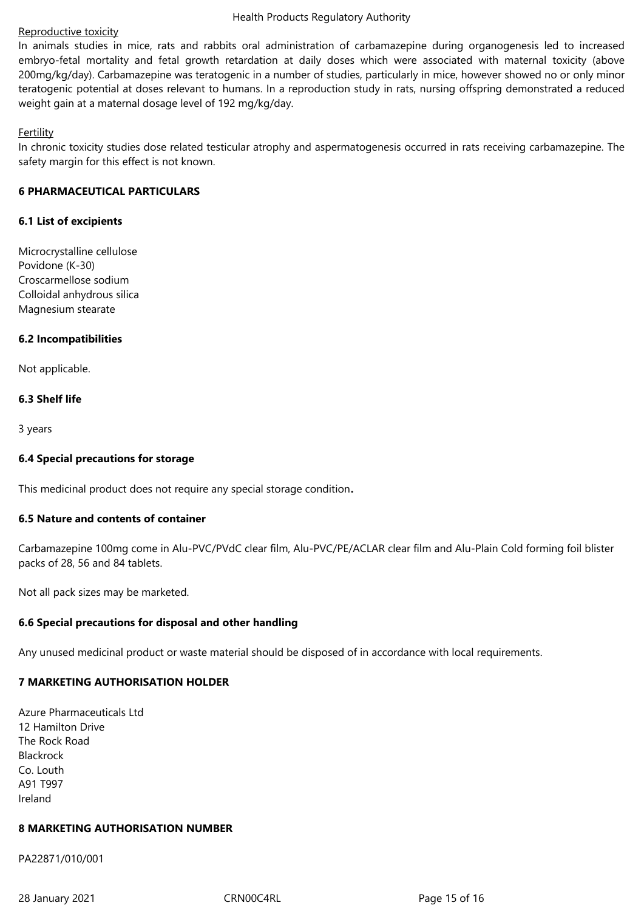Reproductive toxicity

In animals studies in mice, rats and rabbits oral administration of carbamazepine during organogenesis led to increased embryo-fetal mortality and fetal growth retardation at daily doses which were associated with maternal toxicity (above 200mg/kg/day). Carbamazepine was teratogenic in a number of studies, particularly in mice, however showed no or only minor teratogenic potential at doses relevant to humans. In a reproduction study in rats, nursing offspring demonstrated a reduced weight gain at a maternal dosage level of 192 mg/kg/day.

Fertility

In chronic toxicity studies dose related testicular atrophy and aspermatogenesis occurred in rats receiving carbamazepine. The safety margin for this effect is not known.

## 6 PHARMACEUTICAL PARTICULARS

### 6.1 List of excipients

Microcrystalline cellulose
Povidone (K-30)
Croscarmellose sodium
Colloidal anhydrous silica
Magnesium stearate

### 6.2 Incompatibilities

Not applicable.

### 6.3 Shelf life

3 years

### 6.4 Special precautions for storage

This medicinal product does not require any special storage condition**.**

### 6.5 Nature and contents of container

Carbamazepine 100mg come in Alu-PVC/PVdC clear film, Alu-PVC/PE/ACLAR clear film and Alu-Plain Cold forming foil blister packs of 28, 56 and 84 tablets.

Not all pack sizes may be marketed.

### 6.6 Special precautions for disposal and other handling

Any unused medicinal product or waste material should be disposed of in accordance with local requirements.

## 7 MARKETING AUTHORISATION HOLDER

Azure Pharmaceuticals Ltd
12 Hamilton Drive
The Rock Road
Blackrock
Co. Louth
A91 T997
Ireland

## 8 MARKETING AUTHORISATION NUMBER

PA22871/010/001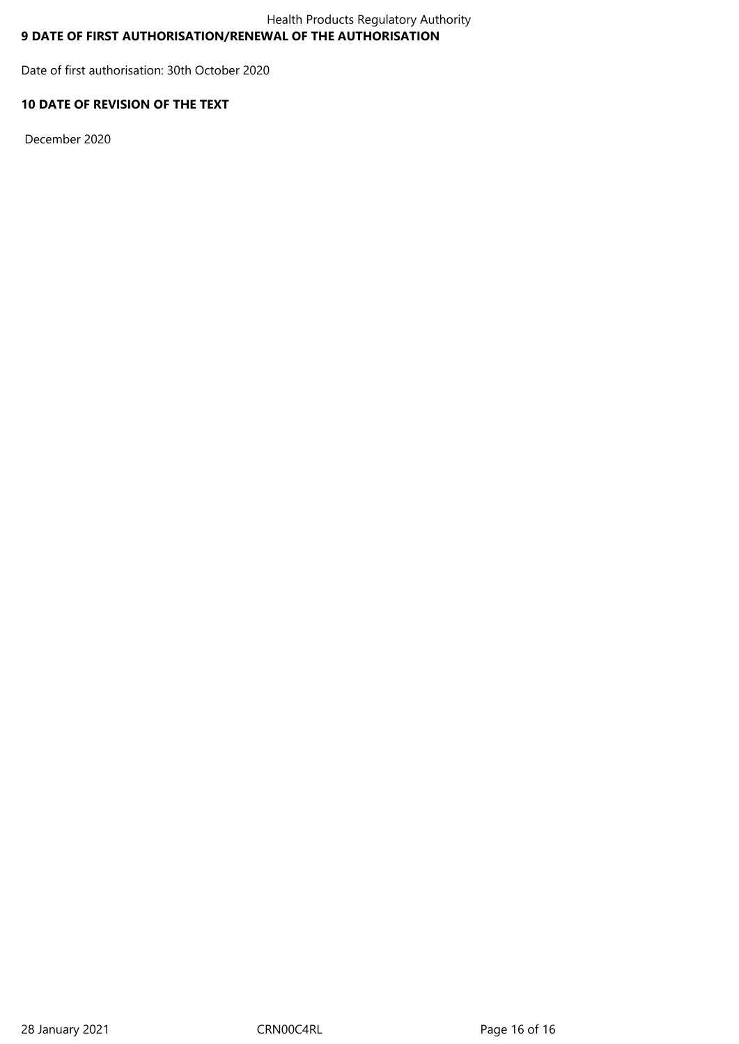## 9 DATE OF FIRST AUTHORISATION/RENEWAL OF THE AUTHORISATION

Date of first authorisation: 30th October 2020

## 10 DATE OF REVISION OF THE TEXT

December 2020